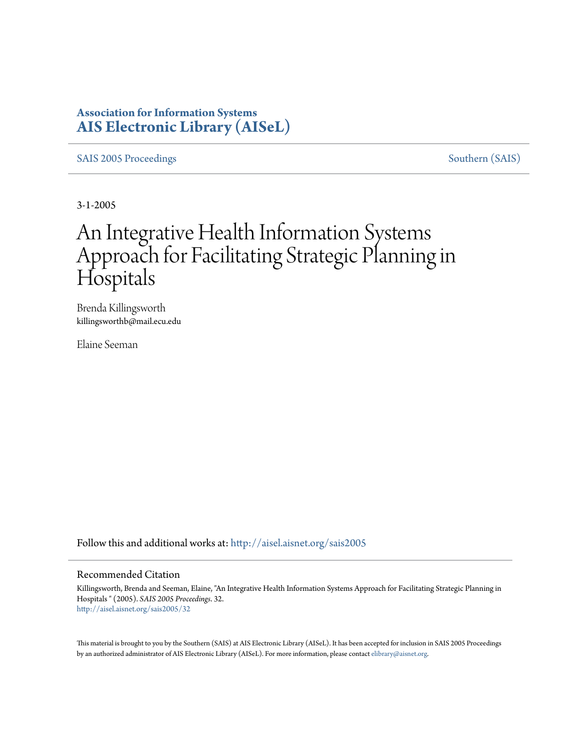**Association for Information Systems**
**AIS Electronic Library (AISeL)**

SAIS 2005 Proceedings | Southern (SAIS)

3-1-2005

# An Integrative Health Information Systems Approach for Facilitating Strategic Planning in Hospitals

Brenda Killingsworth
killingsworthb@mail.ecu.edu

Elaine Seeman

Follow this and additional works at: http://aisel.aisnet.org/sais2005

## Recommended Citation

Killingsworth, Brenda and Seeman, Elaine, "An Integrative Health Information Systems Approach for Facilitating Strategic Planning in Hospitals " (2005). *SAIS 2005 Proceedings*. 32.
http://aisel.aisnet.org/sais2005/32

This material is brought to you by the Southern (SAIS) at AIS Electronic Library (AISeL). It has been accepted for inclusion in SAIS 2005 Proceedings by an authorized administrator of AIS Electronic Library (AISeL). For more information, please contact elibrary@aisnet.org.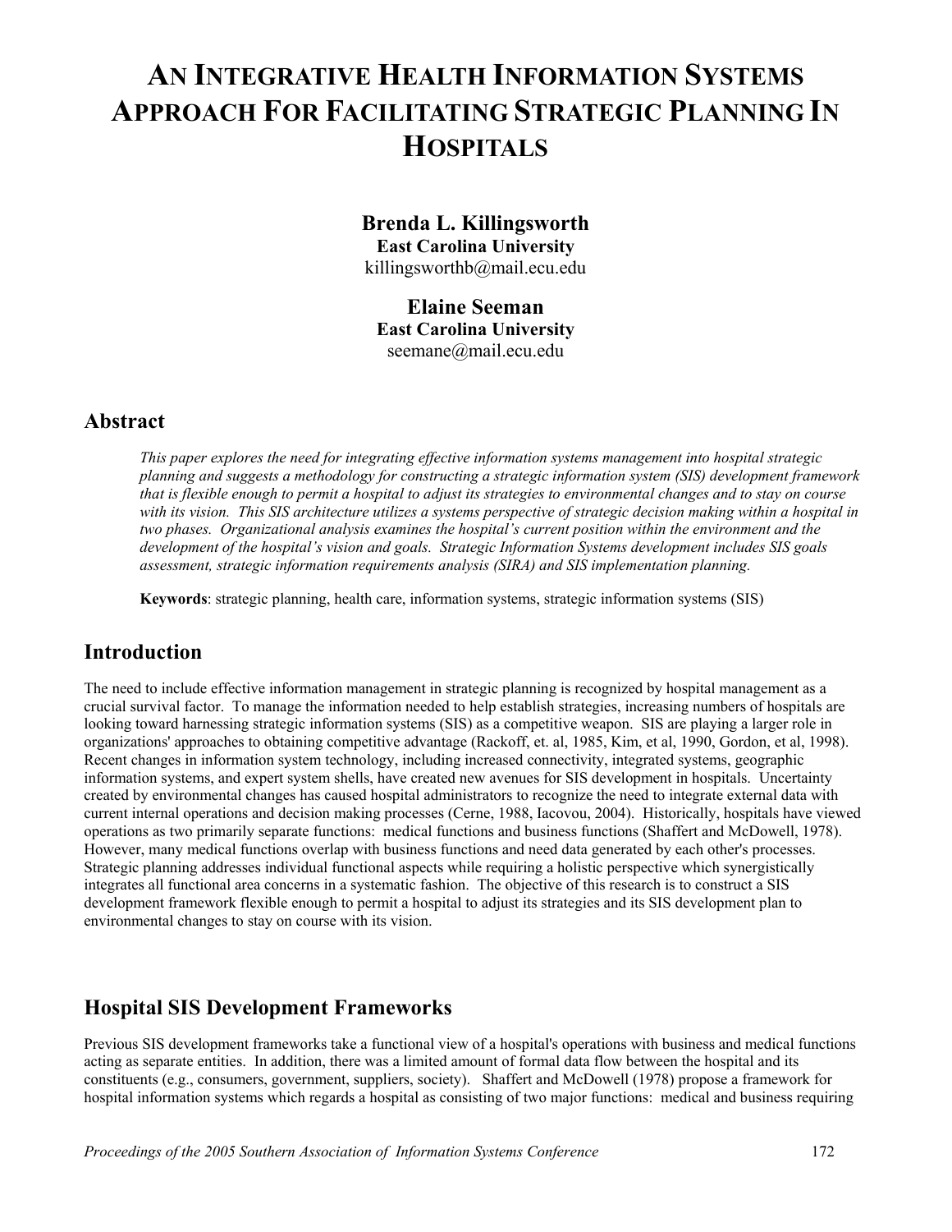# An Integrative Health Information Systems Approach For Facilitating Strategic Planning In Hospitals

**Brenda L. Killingsworth**
**East Carolina University**
killingsworthb@mail.ecu.edu

**Elaine Seeman**
**East Carolina University**
seemane@mail.ecu.edu

## Abstract

*This paper explores the need for integrating effective information systems management into hospital strategic planning and suggests a methodology for constructing a strategic information system (SIS) development framework that is flexible enough to permit a hospital to adjust its strategies to environmental changes and to stay on course with its vision. This SIS architecture utilizes a systems perspective of strategic decision making within a hospital in two phases. Organizational analysis examines the hospital's current position within the environment and the development of the hospital's vision and goals. Strategic Information Systems development includes SIS goals assessment, strategic information requirements analysis (SIRA) and SIS implementation planning.*

**Keywords**: strategic planning, health care, information systems, strategic information systems (SIS)

## Introduction

The need to include effective information management in strategic planning is recognized by hospital management as a crucial survival factor. To manage the information needed to help establish strategies, increasing numbers of hospitals are looking toward harnessing strategic information systems (SIS) as a competitive weapon. SIS are playing a larger role in organizations' approaches to obtaining competitive advantage (Rackoff, et. al, 1985, Kim, et al, 1990, Gordon, et al, 1998). Recent changes in information system technology, including increased connectivity, integrated systems, geographic information systems, and expert system shells, have created new avenues for SIS development in hospitals. Uncertainty created by environmental changes has caused hospital administrators to recognize the need to integrate external data with current internal operations and decision making processes (Cerne, 1988, Iacovou, 2004). Historically, hospitals have viewed operations as two primarily separate functions: medical functions and business functions (Shaffert and McDowell, 1978). However, many medical functions overlap with business functions and need data generated by each other's processes. Strategic planning addresses individual functional aspects while requiring a holistic perspective which synergistically integrates all functional area concerns in a systematic fashion. The objective of this research is to construct a SIS development framework flexible enough to permit a hospital to adjust its strategies and its SIS development plan to environmental changes to stay on course with its vision.

## Hospital SIS Development Frameworks

Previous SIS development frameworks take a functional view of a hospital's operations with business and medical functions acting as separate entities. In addition, there was a limited amount of formal data flow between the hospital and its constituents (e.g., consumers, government, suppliers, society). Shaffert and McDowell (1978) propose a framework for hospital information systems which regards a hospital as consisting of two major functions: medical and business requiring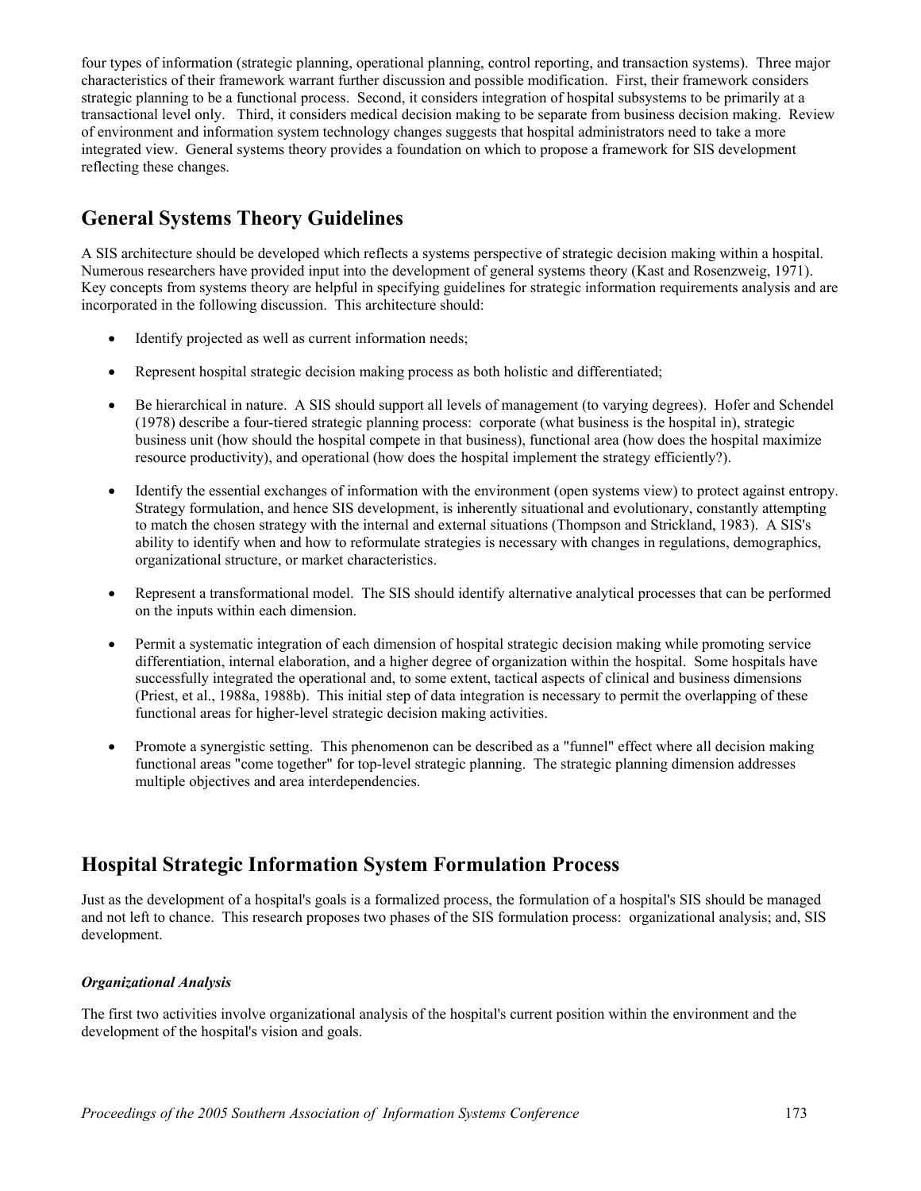four types of information (strategic planning, operational planning, control reporting, and transaction systems). Three major characteristics of their framework warrant further discussion and possible modification. First, their framework considers strategic planning to be a functional process. Second, it considers integration of hospital subsystems to be primarily at a transactional level only. Third, it considers medical decision making to be separate from business decision making. Review of environment and information system technology changes suggests that hospital administrators need to take a more integrated view. General systems theory provides a foundation on which to propose a framework for SIS development reflecting these changes.

## General Systems Theory Guidelines

A SIS architecture should be developed which reflects a systems perspective of strategic decision making within a hospital. Numerous researchers have provided input into the development of general systems theory (Kast and Rosenzweig, 1971). Key concepts from systems theory are helpful in specifying guidelines for strategic information requirements analysis and are incorporated in the following discussion. This architecture should:

- Identify projected as well as current information needs;
- Represent hospital strategic decision making process as both holistic and differentiated;
- Be hierarchical in nature. A SIS should support all levels of management (to varying degrees). Hofer and Schendel (1978) describe a four-tiered strategic planning process: corporate (what business is the hospital in), strategic business unit (how should the hospital compete in that business), functional area (how does the hospital maximize resource productivity), and operational (how does the hospital implement the strategy efficiently?).
- Identify the essential exchanges of information with the environment (open systems view) to protect against entropy. Strategy formulation, and hence SIS development, is inherently situational and evolutionary, constantly attempting to match the chosen strategy with the internal and external situations (Thompson and Strickland, 1983). A SIS's ability to identify when and how to reformulate strategies is necessary with changes in regulations, demographics, organizational structure, or market characteristics.
- Represent a transformational model. The SIS should identify alternative analytical processes that can be performed on the inputs within each dimension.
- Permit a systematic integration of each dimension of hospital strategic decision making while promoting service differentiation, internal elaboration, and a higher degree of organization within the hospital. Some hospitals have successfully integrated the operational and, to some extent, tactical aspects of clinical and business dimensions (Priest, et al., 1988a, 1988b). This initial step of data integration is necessary to permit the overlapping of these functional areas for higher-level strategic decision making activities.
- Promote a synergistic setting. This phenomenon can be described as a "funnel" effect where all decision making functional areas "come together" for top-level strategic planning. The strategic planning dimension addresses multiple objectives and area interdependencies.

## Hospital Strategic Information System Formulation Process

Just as the development of a hospital's goals is a formalized process, the formulation of a hospital's SIS should be managed and not left to chance. This research proposes two phases of the SIS formulation process: organizational analysis; and, SIS development.

#### *Organizational Analysis*

The first two activities involve organizational analysis of the hospital's current position within the environment and the development of the hospital's vision and goals.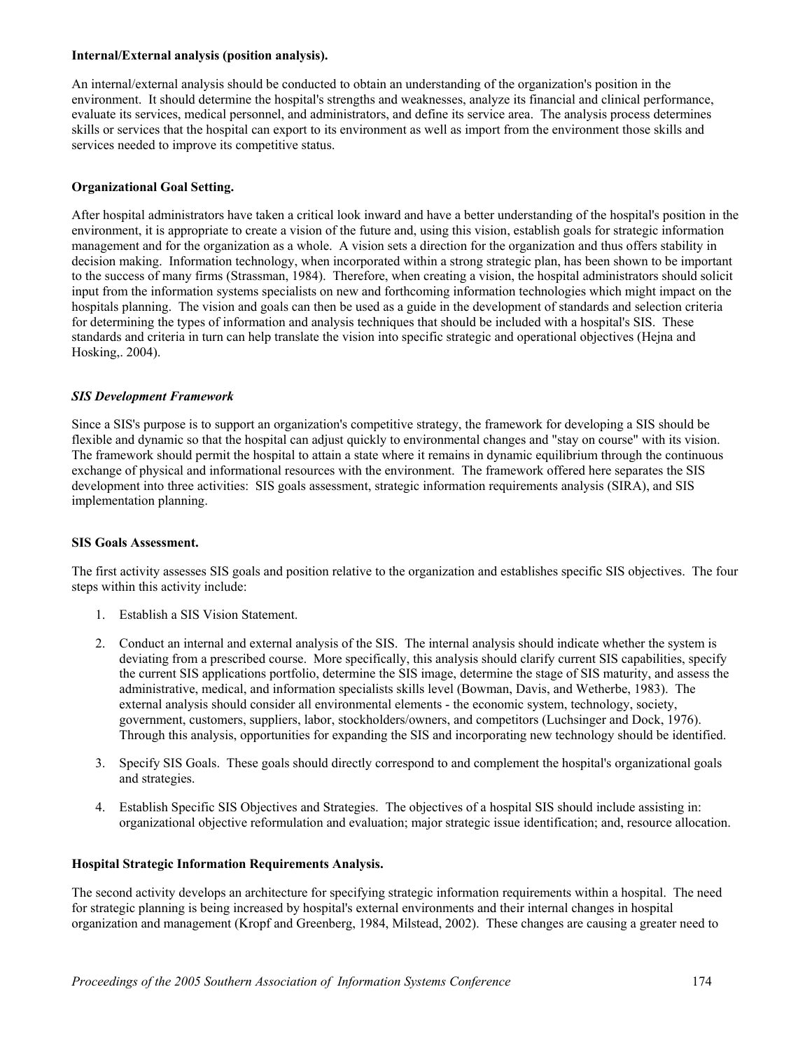**Internal/External analysis (position analysis).**

An internal/external analysis should be conducted to obtain an understanding of the organization's position in the environment. It should determine the hospital's strengths and weaknesses, analyze its financial and clinical performance, evaluate its services, medical personnel, and administrators, and define its service area. The analysis process determines skills or services that the hospital can export to its environment as well as import from the environment those skills and services needed to improve its competitive status.

**Organizational Goal Setting.**

After hospital administrators have taken a critical look inward and have a better understanding of the hospital's position in the environment, it is appropriate to create a vision of the future and, using this vision, establish goals for strategic information management and for the organization as a whole. A vision sets a direction for the organization and thus offers stability in decision making. Information technology, when incorporated within a strong strategic plan, has been shown to be important to the success of many firms (Strassman, 1984). Therefore, when creating a vision, the hospital administrators should solicit input from the information systems specialists on new and forthcoming information technologies which might impact on the hospitals planning. The vision and goals can then be used as a guide in the development of standards and selection criteria for determining the types of information and analysis techniques that should be included with a hospital's SIS. These standards and criteria in turn can help translate the vision into specific strategic and operational objectives (Hejna and Hosking,. 2004).

***SIS Development Framework***

Since a SIS's purpose is to support an organization's competitive strategy, the framework for developing a SIS should be flexible and dynamic so that the hospital can adjust quickly to environmental changes and "stay on course" with its vision. The framework should permit the hospital to attain a state where it remains in dynamic equilibrium through the continuous exchange of physical and informational resources with the environment. The framework offered here separates the SIS development into three activities: SIS goals assessment, strategic information requirements analysis (SIRA), and SIS implementation planning.

**SIS Goals Assessment.**

The first activity assesses SIS goals and position relative to the organization and establishes specific SIS objectives. The four steps within this activity include:

1. Establish a SIS Vision Statement.
2. Conduct an internal and external analysis of the SIS. The internal analysis should indicate whether the system is deviating from a prescribed course. More specifically, this analysis should clarify current SIS capabilities, specify the current SIS applications portfolio, determine the SIS image, determine the stage of SIS maturity, and assess the administrative, medical, and information specialists skills level (Bowman, Davis, and Wetherbe, 1983). The external analysis should consider all environmental elements - the economic system, technology, society, government, customers, suppliers, labor, stockholders/owners, and competitors (Luchsinger and Dock, 1976). Through this analysis, opportunities for expanding the SIS and incorporating new technology should be identified.
3. Specify SIS Goals. These goals should directly correspond to and complement the hospital's organizational goals and strategies.
4. Establish Specific SIS Objectives and Strategies. The objectives of a hospital SIS should include assisting in: organizational objective reformulation and evaluation; major strategic issue identification; and, resource allocation.

**Hospital Strategic Information Requirements Analysis.**

The second activity develops an architecture for specifying strategic information requirements within a hospital. The need for strategic planning is being increased by hospital's external environments and their internal changes in hospital organization and management (Kropf and Greenberg, 1984, Milstead, 2002). These changes are causing a greater need to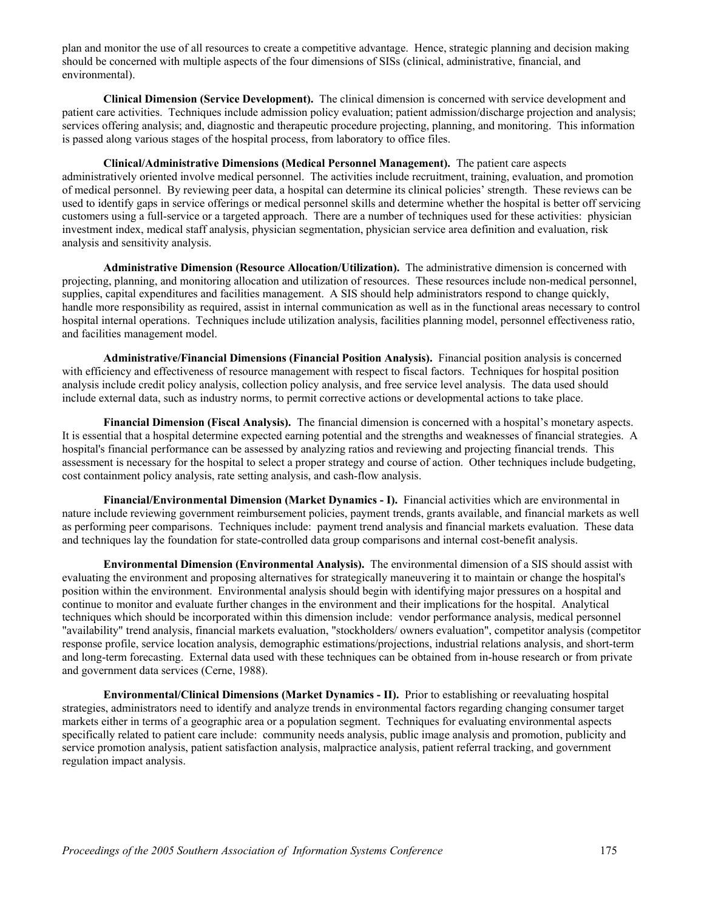plan and monitor the use of all resources to create a competitive advantage. Hence, strategic planning and decision making should be concerned with multiple aspects of the four dimensions of SISs (clinical, administrative, financial, and environmental).

**Clinical Dimension (Service Development).** The clinical dimension is concerned with service development and patient care activities. Techniques include admission policy evaluation; patient admission/discharge projection and analysis; services offering analysis; and, diagnostic and therapeutic procedure projecting, planning, and monitoring. This information is passed along various stages of the hospital process, from laboratory to office files.

**Clinical/Administrative Dimensions (Medical Personnel Management).** The patient care aspects administratively oriented involve medical personnel. The activities include recruitment, training, evaluation, and promotion of medical personnel. By reviewing peer data, a hospital can determine its clinical policies' strength. These reviews can be used to identify gaps in service offerings or medical personnel skills and determine whether the hospital is better off servicing customers using a full-service or a targeted approach. There are a number of techniques used for these activities: physician investment index, medical staff analysis, physician segmentation, physician service area definition and evaluation, risk analysis and sensitivity analysis.

**Administrative Dimension (Resource Allocation/Utilization).** The administrative dimension is concerned with projecting, planning, and monitoring allocation and utilization of resources. These resources include non-medical personnel, supplies, capital expenditures and facilities management. A SIS should help administrators respond to change quickly, handle more responsibility as required, assist in internal communication as well as in the functional areas necessary to control hospital internal operations. Techniques include utilization analysis, facilities planning model, personnel effectiveness ratio, and facilities management model.

**Administrative/Financial Dimensions (Financial Position Analysis).** Financial position analysis is concerned with efficiency and effectiveness of resource management with respect to fiscal factors. Techniques for hospital position analysis include credit policy analysis, collection policy analysis, and free service level analysis. The data used should include external data, such as industry norms, to permit corrective actions or developmental actions to take place.

**Financial Dimension (Fiscal Analysis).** The financial dimension is concerned with a hospital's monetary aspects. It is essential that a hospital determine expected earning potential and the strengths and weaknesses of financial strategies. A hospital's financial performance can be assessed by analyzing ratios and reviewing and projecting financial trends. This assessment is necessary for the hospital to select a proper strategy and course of action. Other techniques include budgeting, cost containment policy analysis, rate setting analysis, and cash-flow analysis.

**Financial/Environmental Dimension (Market Dynamics - I).** Financial activities which are environmental in nature include reviewing government reimbursement policies, payment trends, grants available, and financial markets as well as performing peer comparisons. Techniques include: payment trend analysis and financial markets evaluation. These data and techniques lay the foundation for state-controlled data group comparisons and internal cost-benefit analysis.

**Environmental Dimension (Environmental Analysis).** The environmental dimension of a SIS should assist with evaluating the environment and proposing alternatives for strategically maneuvering it to maintain or change the hospital's position within the environment. Environmental analysis should begin with identifying major pressures on a hospital and continue to monitor and evaluate further changes in the environment and their implications for the hospital. Analytical techniques which should be incorporated within this dimension include: vendor performance analysis, medical personnel "availability" trend analysis, financial markets evaluation, "stockholders/ owners evaluation", competitor analysis (competitor response profile, service location analysis, demographic estimations/projections, industrial relations analysis, and short-term and long-term forecasting. External data used with these techniques can be obtained from in-house research or from private and government data services (Cerne, 1988).

**Environmental/Clinical Dimensions (Market Dynamics - II).** Prior to establishing or reevaluating hospital strategies, administrators need to identify and analyze trends in environmental factors regarding changing consumer target markets either in terms of a geographic area or a population segment. Techniques for evaluating environmental aspects specifically related to patient care include: community needs analysis, public image analysis and promotion, publicity and service promotion analysis, patient satisfaction analysis, malpractice analysis, patient referral tracking, and government regulation impact analysis.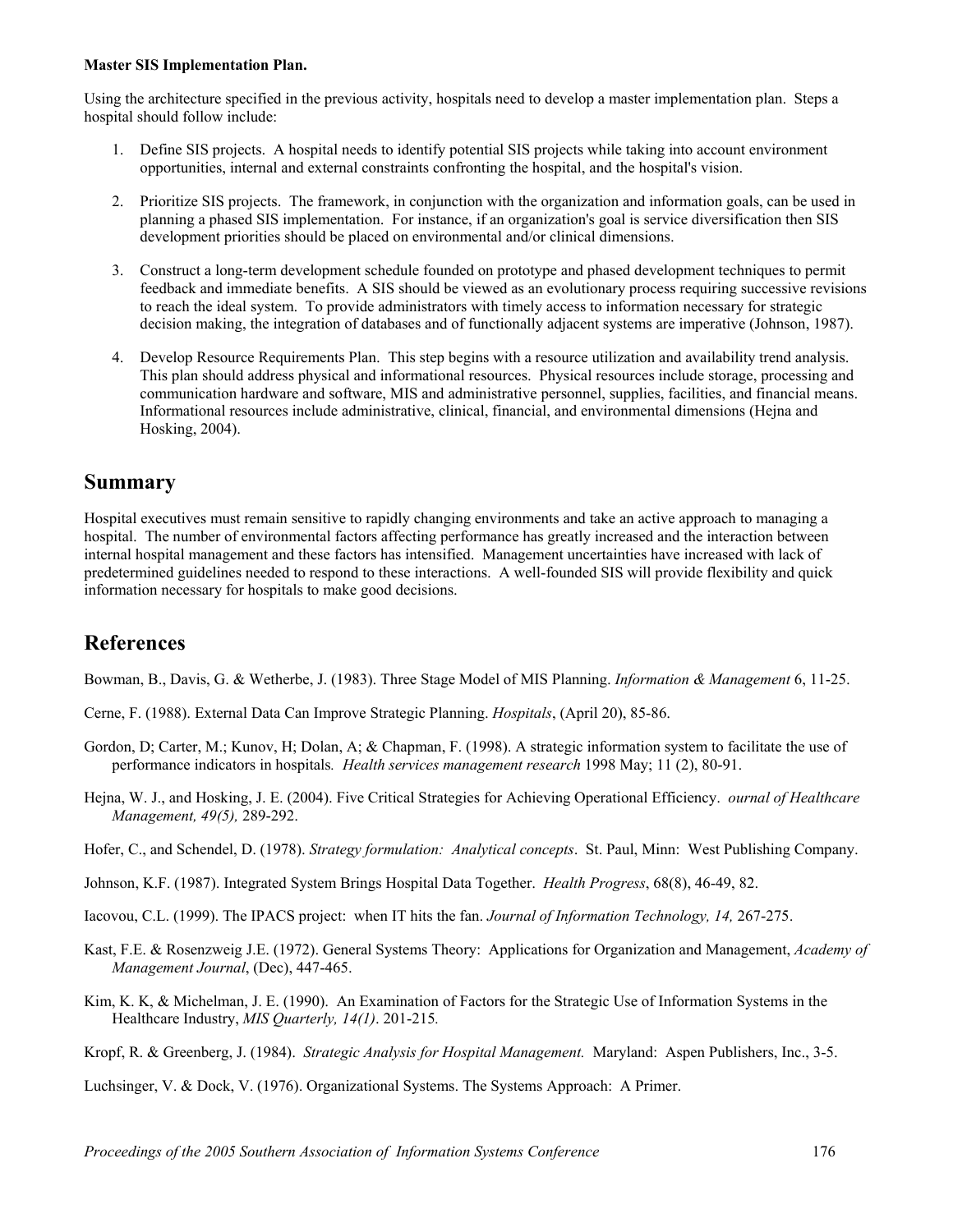**Master SIS Implementation Plan.**

Using the architecture specified in the previous activity, hospitals need to develop a master implementation plan. Steps a hospital should follow include:

1. Define SIS projects. A hospital needs to identify potential SIS projects while taking into account environment opportunities, internal and external constraints confronting the hospital, and the hospital's vision.

2. Prioritize SIS projects. The framework, in conjunction with the organization and information goals, can be used in planning a phased SIS implementation. For instance, if an organization's goal is service diversification then SIS development priorities should be placed on environmental and/or clinical dimensions.

3. Construct a long-term development schedule founded on prototype and phased development techniques to permit feedback and immediate benefits. A SIS should be viewed as an evolutionary process requiring successive revisions to reach the ideal system. To provide administrators with timely access to information necessary for strategic decision making, the integration of databases and of functionally adjacent systems are imperative (Johnson, 1987).

4. Develop Resource Requirements Plan. This step begins with a resource utilization and availability trend analysis. This plan should address physical and informational resources. Physical resources include storage, processing and communication hardware and software, MIS and administrative personnel, supplies, facilities, and financial means. Informational resources include administrative, clinical, financial, and environmental dimensions (Hejna and Hosking, 2004).

## Summary

Hospital executives must remain sensitive to rapidly changing environments and take an active approach to managing a hospital. The number of environmental factors affecting performance has greatly increased and the interaction between internal hospital management and these factors has intensified. Management uncertainties have increased with lack of predetermined guidelines needed to respond to these interactions. A well-founded SIS will provide flexibility and quick information necessary for hospitals to make good decisions.

## References

Bowman, B., Davis, G. & Wetherbe, J. (1983). Three Stage Model of MIS Planning. *Information & Management* 6, 11-25.

Cerne, F. (1988). External Data Can Improve Strategic Planning. *Hospitals*, (April 20), 85-86.

Gordon, D; Carter, M.; Kunov, H; Dolan, A; & Chapman, F. (1998). A strategic information system to facilitate the use of performance indicators in hospitals*. Health services management research* 1998 May; 11 (2), 80-91.

Hejna, W. J., and Hosking, J. E. (2004). Five Critical Strategies for Achieving Operational Efficiency. *ournal of Healthcare Management, 49(5),* 289-292.

Hofer, C., and Schendel, D. (1978). *Strategy formulation: Analytical concepts*. St. Paul, Minn: West Publishing Company.

Johnson, K.F. (1987). Integrated System Brings Hospital Data Together. *Health Progress*, 68(8), 46-49, 82.

Iacovou, C.L. (1999). The IPACS project: when IT hits the fan. *Journal of Information Technology, 14,* 267-275.

Kast, F.E. & Rosenzweig J.E. (1972). General Systems Theory: Applications for Organization and Management, *Academy of Management Journal*, (Dec), 447-465.

Kim, K. K, & Michelman, J. E. (1990). An Examination of Factors for the Strategic Use of Information Systems in the Healthcare Industry, *MIS Quarterly, 14(1)*. 201-215*.*

Kropf, R. & Greenberg, J. (1984). *Strategic Analysis for Hospital Management.* Maryland: Aspen Publishers, Inc., 3-5.

Luchsinger, V. & Dock, V. (1976). Organizational Systems. The Systems Approach: A Primer.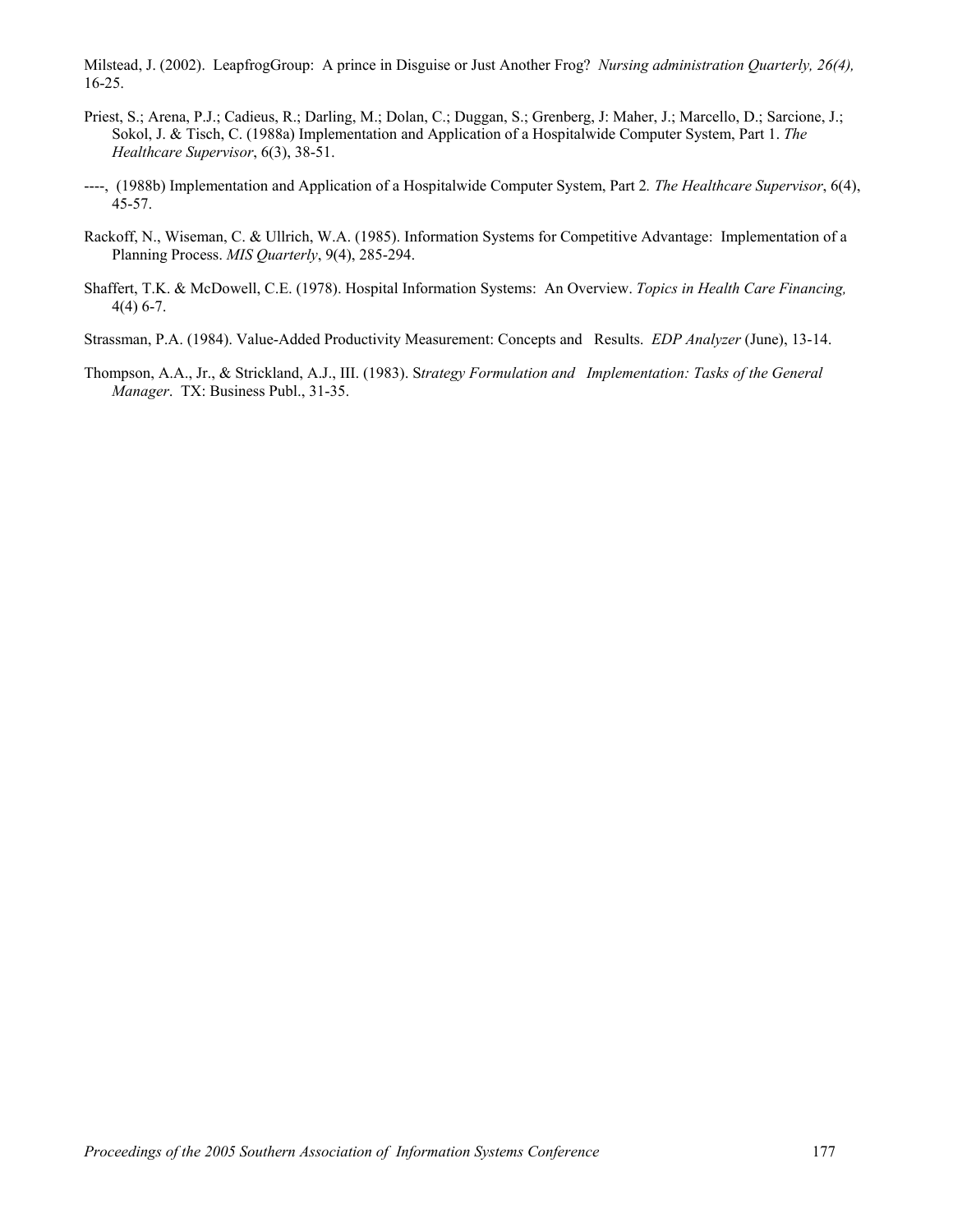Milstead, J. (2002). LeapfrogGroup: A prince in Disguise or Just Another Frog? *Nursing administration Quarterly, 26(4),* 16-25.

Priest, S.; Arena, P.J.; Cadieus, R.; Darling, M.; Dolan, C.; Duggan, S.; Grenberg, J: Maher, J.; Marcello, D.; Sarcione, J.; Sokol, J. & Tisch, C. (1988a) Implementation and Application of a Hospitalwide Computer System, Part 1. *The Healthcare Supervisor*, 6(3), 38-51.

----, (1988b) Implementation and Application of a Hospitalwide Computer System, Part 2*. The Healthcare Supervisor*, 6(4), 45-57.

Rackoff, N., Wiseman, C. & Ullrich, W.A. (1985). Information Systems for Competitive Advantage: Implementation of a Planning Process. *MIS Quarterly*, 9(4), 285-294.

Shaffert, T.K. & McDowell, C.E. (1978). Hospital Information Systems: An Overview. *Topics in Health Care Financing,* 4(4) 6-7.

Strassman, P.A. (1984). Value-Added Productivity Measurement: Concepts and Results. *EDP Analyzer* (June), 13-14.

Thompson, A.A., Jr., & Strickland, A.J., III. (1983). S*trategy Formulation and Implementation: Tasks of the General Manager*. TX: Business Publ., 31-35.